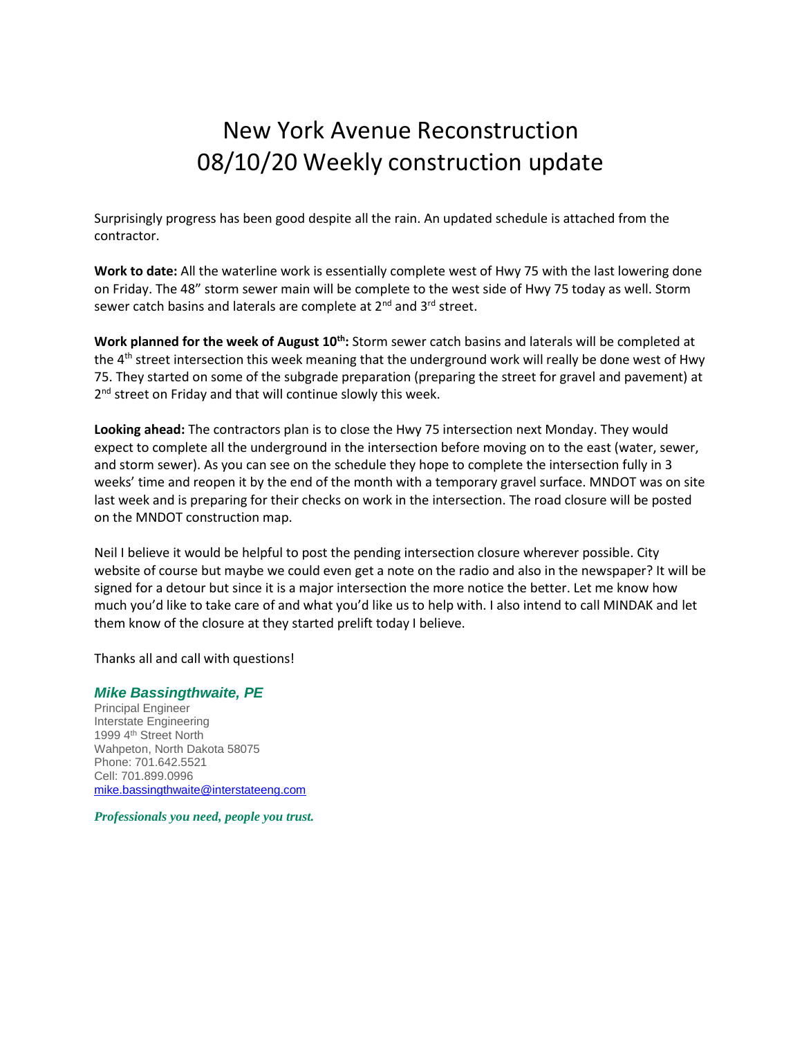# New York Avenue Reconstruction
# 08/10/20 Weekly construction update

Surprisingly progress has been good despite all the rain. An updated schedule is attached from the contractor.

**Work to date:** All the waterline work is essentially complete west of Hwy 75 with the last lowering done on Friday. The 48" storm sewer main will be complete to the west side of Hwy 75 today as well. Storm sewer catch basins and laterals are complete at 2nd and 3rd street.

**Work planned for the week of August 10th:** Storm sewer catch basins and laterals will be completed at the 4th street intersection this week meaning that the underground work will really be done west of Hwy 75. They started on some of the subgrade preparation (preparing the street for gravel and pavement) at 2nd street on Friday and that will continue slowly this week.

**Looking ahead:** The contractors plan is to close the Hwy 75 intersection next Monday. They would expect to complete all the underground in the intersection before moving on to the east (water, sewer, and storm sewer). As you can see on the schedule they hope to complete the intersection fully in 3 weeks' time and reopen it by the end of the month with a temporary gravel surface. MNDOT was on site last week and is preparing for their checks on work in the intersection. The road closure will be posted on the MNDOT construction map.

Neil I believe it would be helpful to post the pending intersection closure wherever possible. City website of course but maybe we could even get a note on the radio and also in the newspaper? It will be signed for a detour but since it is a major intersection the more notice the better. Let me know how much you'd like to take care of and what you'd like us to help with. I also intend to call MINDAK and let them know of the closure at they started prelift today I believe.

Thanks all and call with questions!

***Mike Bassingthwaite, PE***
Principal Engineer
Interstate Engineering
1999 4th Street North
Wahpeton, North Dakota 58075
Phone: 701.642.5521
Cell: 701.899.0996
mike.bassingthwaite@interstateeng.com

***Professionals you need, people you trust.***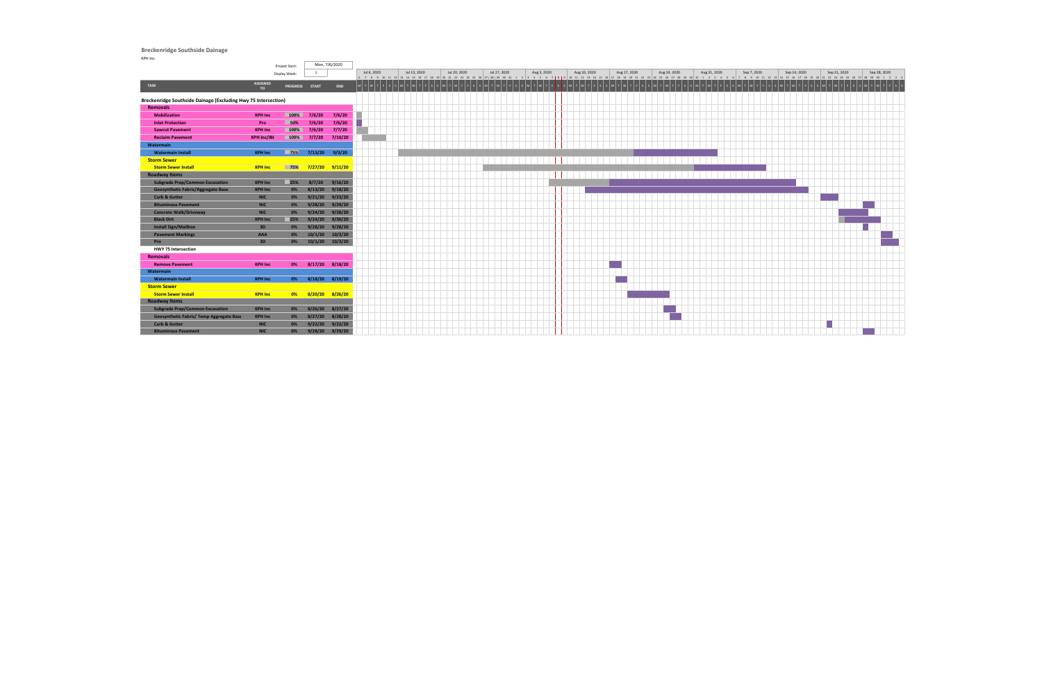# Breckenridge Southside Dainage

KPH Inc

Project Start: Mon, 7/6/2020

Display Week: 1

| TASK | ASSIGNED TO | PROGRESS | START | END |
|---|---|---|---|---|
| **Breckenridge Southside Dainage (Excluding Hwy 75 Intersection)** | | | | |
| **Removals** | | | | |
| Mobilization | KPH Inc | 100% | 7/6/20 | 7/6/20 |
| Inlet Protection | Pro | 50% | 7/6/20 | 7/6/20 |
| Sawcut Pavement | KPH Inc | 100% | 7/6/20 | 7/7/20 |
| Reclaim Pavement | KPH Inc/IBI | 100% | 7/7/20 | 7/10/20 |
| **Watermain** | | | | |
| Watermain Install | KPH Inc | 75% | 7/13/20 | 9/3/20 |
| **Storm Sewer** | | | | |
| Storm Sewer Install | KPH Inc | 75% | 7/27/20 | 9/11/20 |
| **Roadway Items** | | | | |
| Subgrade Prep/Common Excavation | KPH Inc | 25% | 8/7/20 | 9/16/20 |
| Geosynthetic Fabric/Aggregate Base | KPH Inc | 0% | 8/13/20 | 9/18/20 |
| Curb & Gutter | NIC | 0% | 9/21/20 | 9/23/20 |
| Bituminous Pavement | NIC | 0% | 9/28/20 | 9/29/20 |
| Concrete Walk/Driveway | NIC | 0% | 9/24/20 | 9/28/20 |
| Black Dirt | KPH Inc | 25% | 9/24/20 | 9/30/20 |
| Install Sign/Mailbox | 3D | 0% | 9/28/20 | 9/28/20 |
| Pavement Markings | AAA | 0% | 10/1/20 | 10/2/20 |
| Pro | 3D | 0% | 10/1/20 | 10/3/20 |
| **HWY 75 Intersection** | | | | |
| **Removals** | | | | |
| Remove Pavement | KPH Inc | 0% | 8/17/20 | 8/18/20 |
| **Watermain** | | | | |
| Watermain Install | KPH Inc | 0% | 8/18/20 | 8/19/20 |
| **Storm Sewer** | | | | |
| Storm Sewer Install | KPH Inc | 0% | 8/20/20 | 8/26/20 |
| **Roadway Items** | | | | |
| Subgrade Prep/Common Excavation | KPH Inc | 0% | 8/26/20 | 8/27/20 |
| Geosynthetic Fabric/ Temp Aggregate Base | KPH Inc | 0% | 8/27/20 | 8/28/20 |
| Curb & Gutter | NIC | 0% | 9/22/20 | 9/22/20 |
| Bituminous Pavement | NIC | 0% | 9/28/20 | 9/29/20 |

Jul 6, 2020 | Jul 13, 2020 | Jul 20, 2020 | Jul 27, 2020 | Aug 3, 2020 | Aug 10, 2020 | Aug 17, 2020 | Aug 24, 2020 | Aug 31, 2020 | Sep 7, 2020 | Sep 14, 2020 | Sep 21, 2020 | Sep 28, 2020